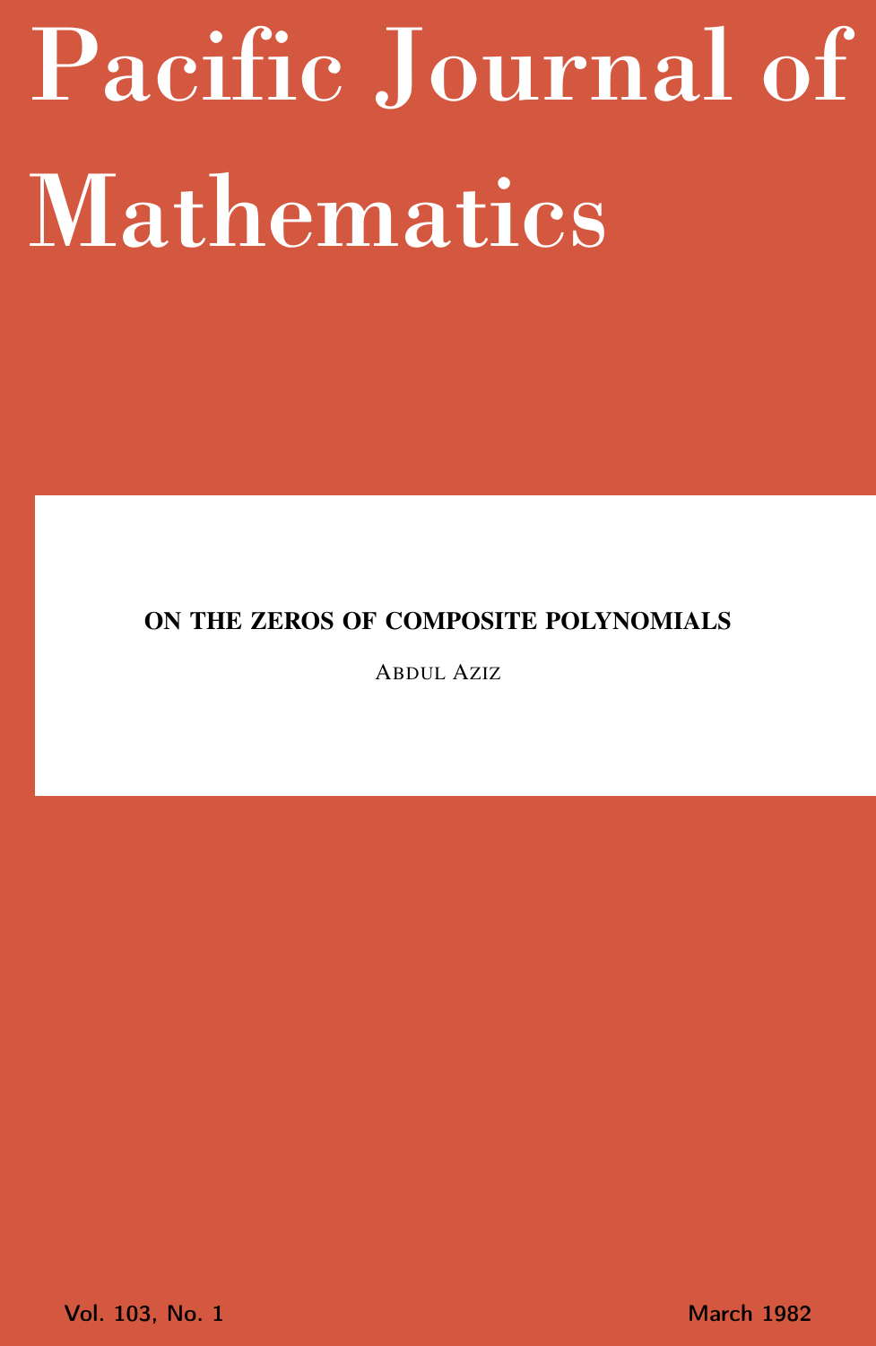# Pacific Journal of Mathematics

## ON THE ZEROS OF COMPOSITE POLYNOMIALS

ABDUL AZIZ

Vol. 103, No. 1 March 1982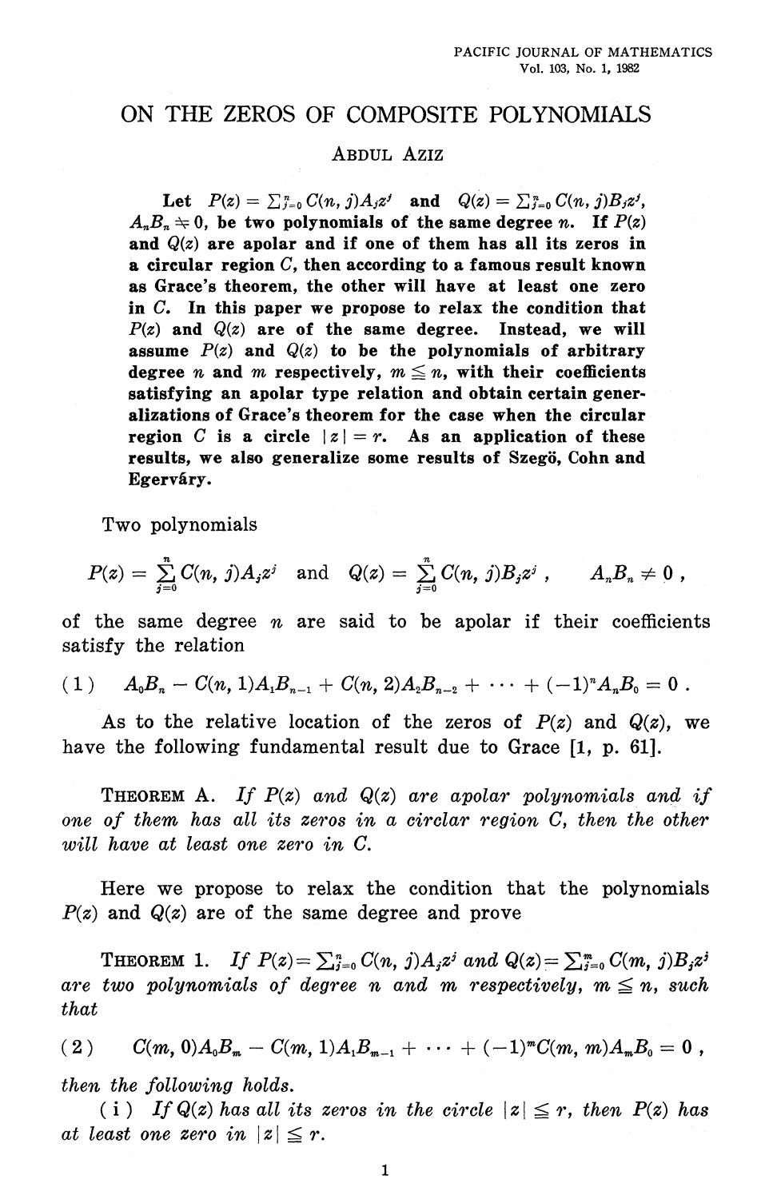# ON THE ZEROS OF COMPOSITE POLYNOMIALS

ABDUL AZIZ

**Let $P(z) = \sum_{j=0}^{n} C(n, j)A_j z^j$ and $Q(z) = \sum_{j=0}^{n} C(n, j)B_j z^j$, $A_n B_n \neq 0$, be two polynomials of the same degree $n$. If $P(z)$ and $Q(z)$ are apolar and if one of them has all its zeros in a circular region $C$, then according to a famous result known as Grace's theorem, the other will have at least one zero in $C$. In this paper we propose to relax the condition that $P(z)$ and $Q(z)$ are of the same degree. Instead, we will assume $P(z)$ and $Q(z)$ to be the polynomials of arbitrary degree $n$ and $m$ respectively, $m \leqq n$, with their coefficients satisfying an apolar type relation and obtain certain generalizations of Grace's theorem for the case when the circular region $C$ is a circle $|z| = r$. As an application of these results, we also generalize some results of Szegö, Cohn and Egerváry.**

Two polynomials

$$P(z) = \sum_{j=0}^{n} C(n, j)A_j z^j \quad \text{and} \quad Q(z) = \sum_{j=0}^{n} C(n, j)B_j z^j, \qquad A_n B_n \neq 0,$$

of the same degree $n$ are said to be apolar if their coefficients satisfy the relation

$$(1) \qquad A_0 B_n - C(n, 1)A_1 B_{n-1} + C(n, 2)A_2 B_{n-2} + \cdots + (-1)^n A_n B_0 = 0.$$

As to the relative location of the zeros of $P(z)$ and $Q(z)$, we have the following fundamental result due to Grace [1, p. 61].

THEOREM A. *If $P(z)$ and $Q(z)$ are apolar polynomials and if one of them has all its zeros in a circlar region $C$, then the other will have at least one zero in $C$.*

Here we propose to relax the condition that the polynomials $P(z)$ and $Q(z)$ are of the same degree and prove

THEOREM 1. *If $P(z) = \sum_{j=0}^{n} C(n, j)A_j z^j$ and $Q(z) = \sum_{j=0}^{m} C(m, j)B_j z^j$ are two polynomials of degree $n$ and $m$ respectively, $m \leqq n$, such that*

$$(2) \qquad C(m, 0)A_0 B_m - C(m, 1)A_1 B_{m-1} + \cdots + (-1)^m C(m, m)A_m B_0 = 0,$$

*then the following holds.*

(i) *If $Q(z)$ has all its zeros in the circle $|z| \leqq r$, then $P(z)$ has at least one zero in $|z| \leqq r$.*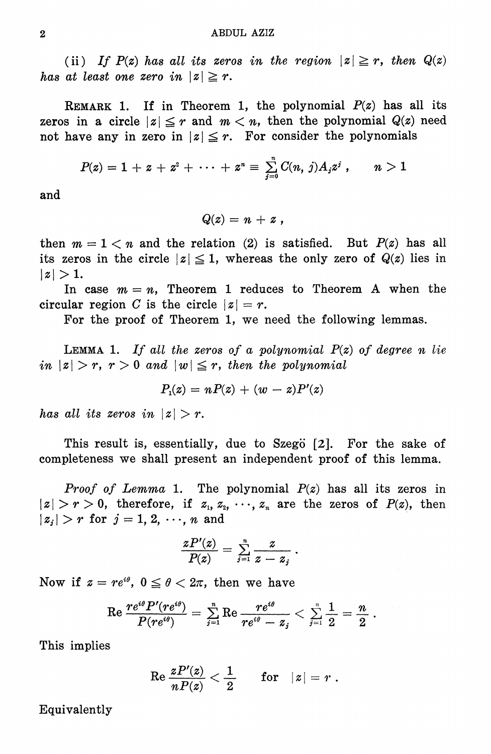(ii) *If $P(z)$ has all its zeros in the region $|z| \geqq r$, then $Q(z)$ has at least one zero in $|z| \geqq r$.*

REMARK 1. If in Theorem 1, the polynomial $P(z)$ has all its zeros in a circle $|z| \leqq r$ and $m < n$, then the polynomial $Q(z)$ need not have any in zero in $|z| \leqq r$. For consider the polynomials

$$P(z) = 1 + z + z^2 + \cdots + z^n \equiv \sum_{j=0}^{n} C(n, j) A_j z^j , \qquad n > 1$$

and

$$Q(z) = n + z ,$$

then $m = 1 < n$ and the relation (2) is satisfied. But $P(z)$ has all its zeros in the circle $|z| \leqq 1$, whereas the only zero of $Q(z)$ lies in $|z| > 1$.

In case $m = n$, Theorem 1 reduces to Theorem A when the circular region $C$ is the circle $|z| = r$.

For the proof of Theorem 1, we need the following lemmas.

LEMMA 1. *If all the zeros of a polynomial $P(z)$ of degree $n$ lie in $|z| > r$, $r > 0$ and $|w| \leqq r$, then the polynomial*

$$P_1(z) = nP(z) + (w - z)P'(z)$$

*has all its zeros in $|z| > r$.*

This result is, essentially, due to Szegö [2]. For the sake of completeness we shall present an independent proof of this lemma.

*Proof of Lemma* 1. The polynomial $P(z)$ has all its zeros in $|z| > r > 0$, therefore, if $z_1, z_2, \cdots, z_n$ are the zeros of $P(z)$, then $|z_j| > r$ for $j = 1, 2, \cdots, n$ and

$$\frac{zP'(z)}{P(z)} = \sum_{j=1}^{n} \frac{z}{z - z_j} .$$

Now if $z = re^{i\theta}$, $0 \leqq \theta < 2\pi$, then we have

$$\operatorname{Re} \frac{re^{i\theta} P'(re^{i\theta})}{P(re^{i\theta})} = \sum_{j=1}^{n} \operatorname{Re} \frac{re^{i\theta}}{re^{i\theta} - z_j} < \sum_{j=1}^{n} \frac{1}{2} = \frac{n}{2} .$$

This implies

$$\operatorname{Re} \frac{zP'(z)}{nP(z)} < \frac{1}{2} \qquad \text{for} \quad |z| = r .$$

Equivalently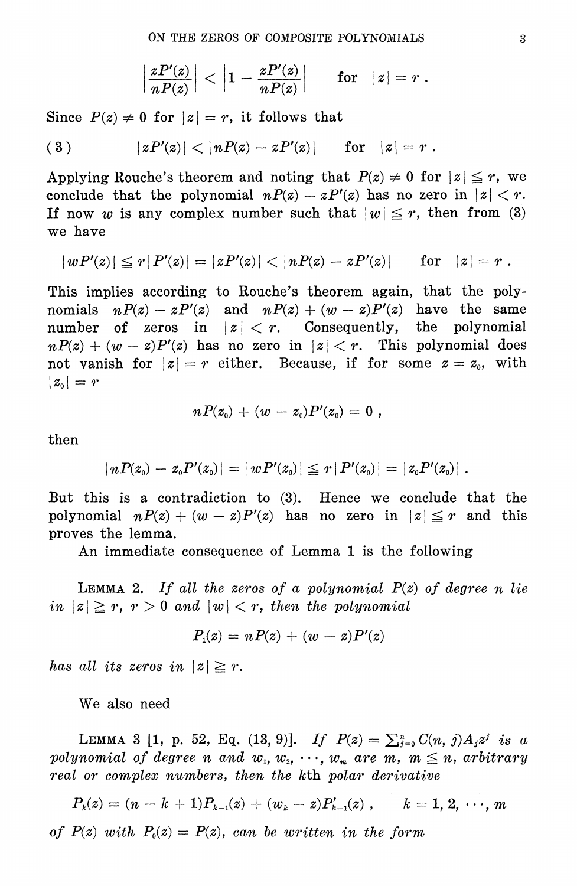$$\left|\frac{zP'(z)}{nP(z)}\right| < \left|1 - \frac{zP'(z)}{nP(z)}\right| \qquad \text{for} \quad |z| = r\,.$$

Since $P(z) \neq 0$ for $|z| = r$, it follows that

$$(3) \qquad |zP'(z)| < |nP(z) - zP'(z)| \qquad \text{for} \quad |z| = r\,.$$

Applying Rouche's theorem and noting that $P(z) \neq 0$ for $|z| \leqq r$, we conclude that the polynomial $nP(z) - zP'(z)$ has no zero in $|z| < r$. If now $w$ is any complex number such that $|w| \leqq r$, then from (3) we have

$$|wP'(z)| \leqq r|P'(z)| = |zP'(z)| < |nP(z) - zP'(z)| \qquad \text{for} \quad |z| = r\,.$$

This implies according to Rouche's theorem again, that the polynomials $nP(z) - zP'(z)$ and $nP(z) + (w - z)P'(z)$ have the same number of zeros in $|z| < r$. Consequently, the polynomial $nP(z) + (w - z)P'(z)$ has no zero in $|z| < r$. This polynomial does not vanish for $|z| = r$ either. Because, if for some $z = z_0$, with $|z_0| = r$

$$nP(z_0) + (w - z_0)P'(z_0) = 0\,,$$

then

$$|nP(z_0) - z_0P'(z_0)| = |wP'(z_0)| \leqq r|P'(z_0)| = |z_0P'(z_0)|\,.$$

But this is a contradiction to (3). Hence we conclude that the polynomial $nP(z) + (w - z)P'(z)$ has no zero in $|z| \leqq r$ and this proves the lemma.

An immediate consequence of Lemma 1 is the following

LEMMA 2. *If all the zeros of a polynomial $P(z)$ of degree $n$ lie in $|z| \geqq r$, $r > 0$ and $|w| < r$, then the polynomial*

$$P_1(z) = nP(z) + (w - z)P'(z)$$

*has all its zeros in $|z| \geqq r$.*

We also need

LEMMA 3 [1, p. 52, Eq. (13, 9)]. *If $P(z) = \sum_{j=0}^{n} C(n, j)A_j z^j$ is a polynomial of degree $n$ and $w_1, w_2, \cdots, w_m$ are $m$, $m \leqq n$, arbitrary real or complex numbers, then the $k$th polar derivative*

$$P_k(z) = (n - k + 1)P_{k-1}(z) + (w_k - z)P'_{k-1}(z)\,, \qquad k = 1, 2, \cdots, m$$

*of $P(z)$ with $P_0(z) = P(z)$, can be written in the form*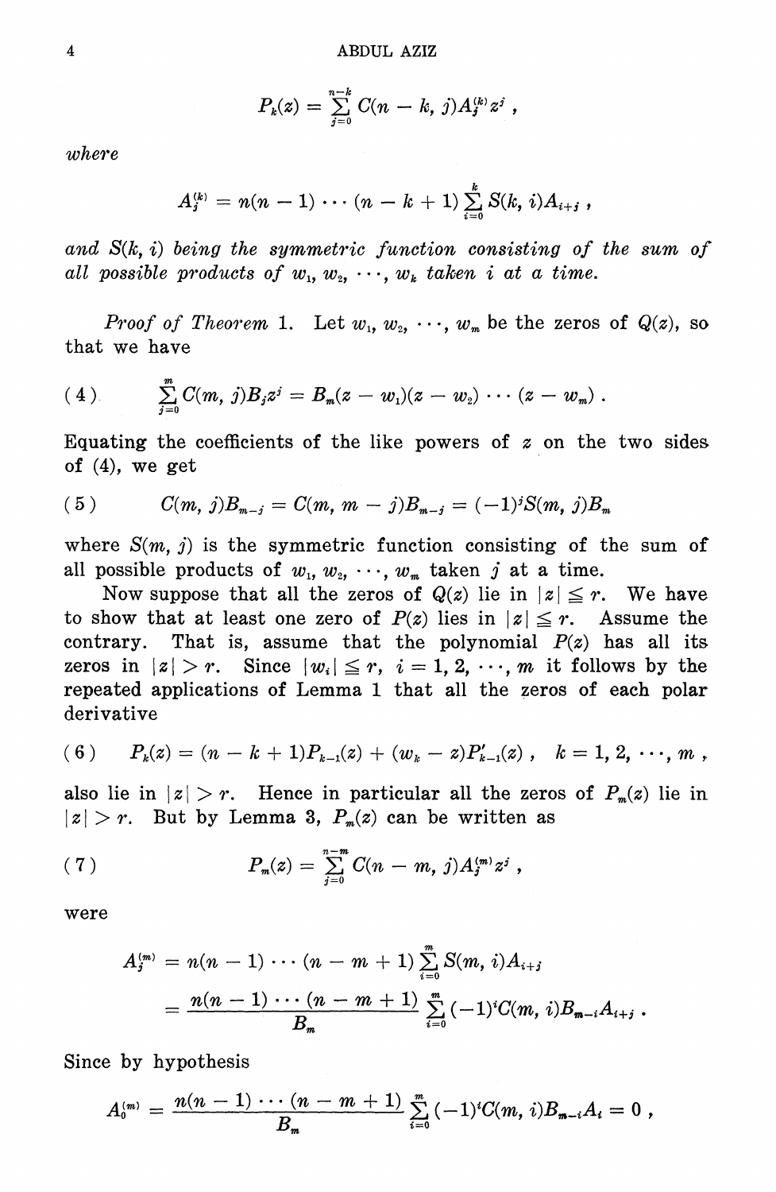$$P_k(z) = \sum_{j=0}^{n-k} C(n-k, j) A_j^{(k)} z^j ,$$

*where*

$$A_j^{(k)} = n(n-1) \cdots (n-k+1) \sum_{i=0}^{k} S(k, i) A_{i+j} ,$$

*and $S(k, i)$ being the symmetric function consisting of the sum of all possible products of $w_1, w_2, \cdots, w_k$ taken $i$ at a time.*

*Proof of Theorem* 1. Let $w_1, w_2, \cdots, w_m$ be the zeros of $Q(z)$, so that we have

$$(4) \qquad \sum_{j=0}^{m} C(m, j) B_j z^j = B_m (z - w_1)(z - w_2) \cdots (z - w_m) .$$

Equating the coefficients of the like powers of $z$ on the two sides of (4), we get

$$(5) \qquad C(m, j) B_{m-j} = C(m, m-j) B_{m-j} = (-1)^j S(m, j) B_m$$

where $S(m, j)$ is the symmetric function consisting of the sum of all possible products of $w_1, w_2, \cdots, w_m$ taken $j$ at a time.

Now suppose that all the zeros of $Q(z)$ lie in $|z| \leqq r$. We have to show that at least one zero of $P(z)$ lies in $|z| \leqq r$. Assume the contrary. That is, assume that the polynomial $P(z)$ has all its zeros in $|z| > r$. Since $|w_i| \leqq r$, $i = 1, 2, \cdots, m$ it follows by the repeated applications of Lemma 1 that all the zeros of each polar derivative

$$(6) \qquad P_k(z) = (n-k+1) P_{k-1}(z) + (w_k - z) P'_{k-1}(z) , \quad k = 1, 2, \cdots, m ,$$

also lie in $|z| > r$. Hence in particular all the zeros of $P_m(z)$ lie in $|z| > r$. But by Lemma 3, $P_m(z)$ can be written as

$$(7) \qquad P_m(z) = \sum_{j=0}^{n-m} C(n-m, j) A_j^{(m)} z^j ,$$

were

$$\begin{aligned} A_j^{(m)} &= n(n-1) \cdots (n-m+1) \sum_{i=0}^{m} S(m, i) A_{i+j} \\ &= \frac{n(n-1) \cdots (n-m+1)}{B_m} \sum_{i=0}^{m} (-1)^i C(m, i) B_{m-i} A_{i+j} . \end{aligned}$$

Since by hypothesis

$$A_0^{(m)} = \frac{n(n-1) \cdots (n-m+1)}{B_m} \sum_{i=0}^{m} (-1)^i C(m, i) B_{m-i} A_i = 0 ,$$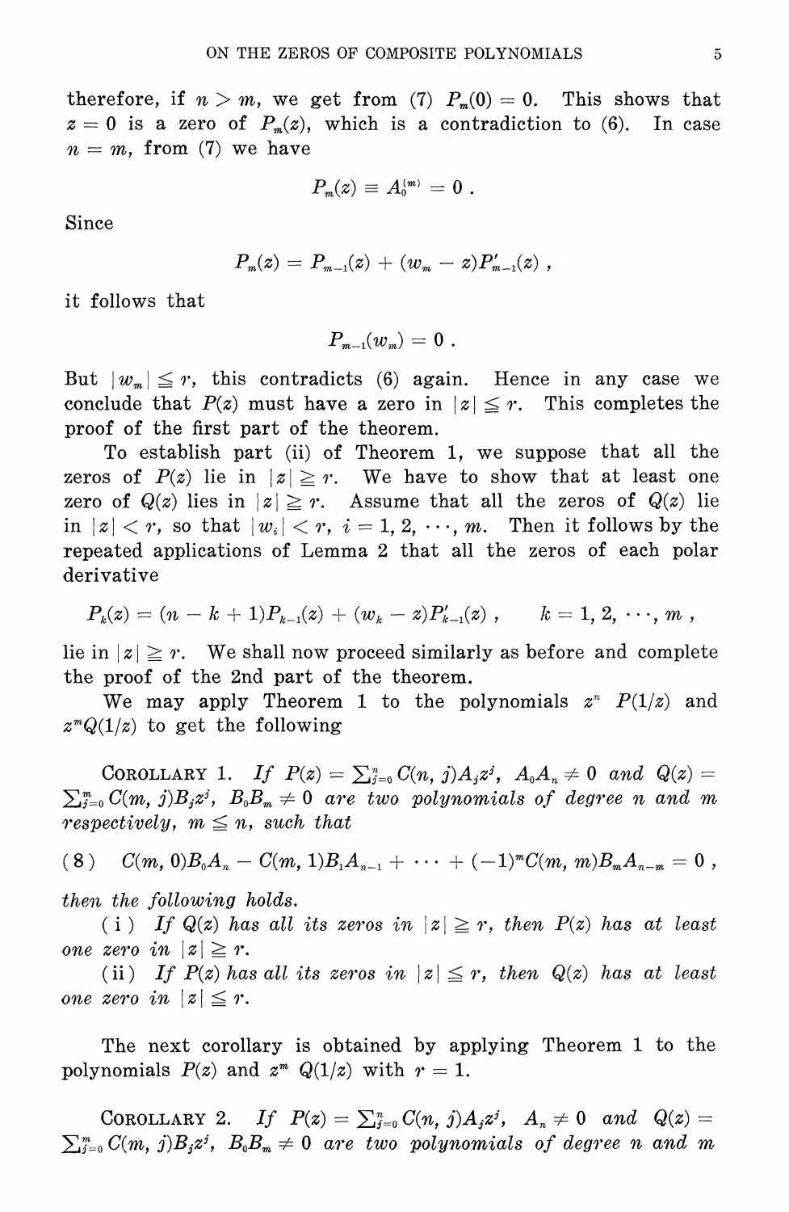therefore, if $n > m$, we get from (7) $P_m(0) = 0$. This shows that $z = 0$ is a zero of $P_m(z)$, which is a contradiction to (6). In case $n = m$, from (7) we have

$$P_m(z) \equiv A_0^{(m)} = 0 \,.$$

Since

$$P_m(z) = P_{m-1}(z) + (w_m - z)P'_{m-1}(z) \,,$$

it follows that

$$P_{m-1}(w_m) = 0 \,.$$

But $|w_m| \leqq r$, this contradicts (6) again. Hence in any case we conclude that $P(z)$ must have a zero in $|z| \leqq r$. This completes the proof of the first part of the theorem.

To establish part (ii) of Theorem 1, we suppose that all the zeros of $P(z)$ lie in $|z| \geqq r$. We have to show that at least one zero of $Q(z)$ lies in $|z| \geqq r$. Assume that all the zeros of $Q(z)$ lie in $|z| < r$, so that $|w_i| < r$, $i = 1, 2, \cdots, m$. Then it follows by the repeated applications of Lemma 2 that all the zeros of each polar derivative

$$P_k(z) = (n - k + 1)P_{k-1}(z) + (w_k - z)P'_{k-1}(z) \,, \qquad k = 1, 2, \cdots, m \,,$$

lie in $|z| \geqq r$. We shall now proceed similarly as before and complete the proof of the 2nd part of the theorem.

We may apply Theorem 1 to the polynomials $z^n\ P(1/z)$ and $z^m Q(1/z)$ to get the following

COROLLARY 1. *If* $P(z) = \sum_{j=0}^{n} C(n, j)A_j z^j$, $A_0 A_n \neq 0$ *and* $Q(z) = \sum_{j=0}^{m} C(m, j)B_j z^j$, $B_0 B_m \neq 0$ *are two polynomials of degree* $n$ *and* $m$ *respectively,* $m \leqq n$, *such that*

$$(8) \quad C(m, 0)B_0 A_n - C(m, 1)B_1 A_{n-1} + \cdots + (-1)^m C(m, m)B_m A_{n-m} = 0 \,,$$

*then the following holds.*

(i) *If* $Q(z)$ *has all its zeros in* $|z| \geqq r$, *then* $P(z)$ *has at least one zero in* $|z| \geqq r$.

(ii) *If* $P(z)$ *has all its zeros in* $|z| \leqq r$, *then* $Q(z)$ *has at least one zero in* $|z| \leqq r$.

The next corollary is obtained by applying Theorem 1 to the polynomials $P(z)$ and $z^m\ Q(1/z)$ with $r = 1$.

COROLLARY 2. *If* $P(z) = \sum_{j=0}^{n} C(n, j)A_j z^j$, $A_n \neq 0$ *and* $Q(z) = \sum_{j=0}^{m} C(m, j)B_j z^j$, $B_0 B_m \neq 0$ *are two polynomials of degree* $n$ *and* $m$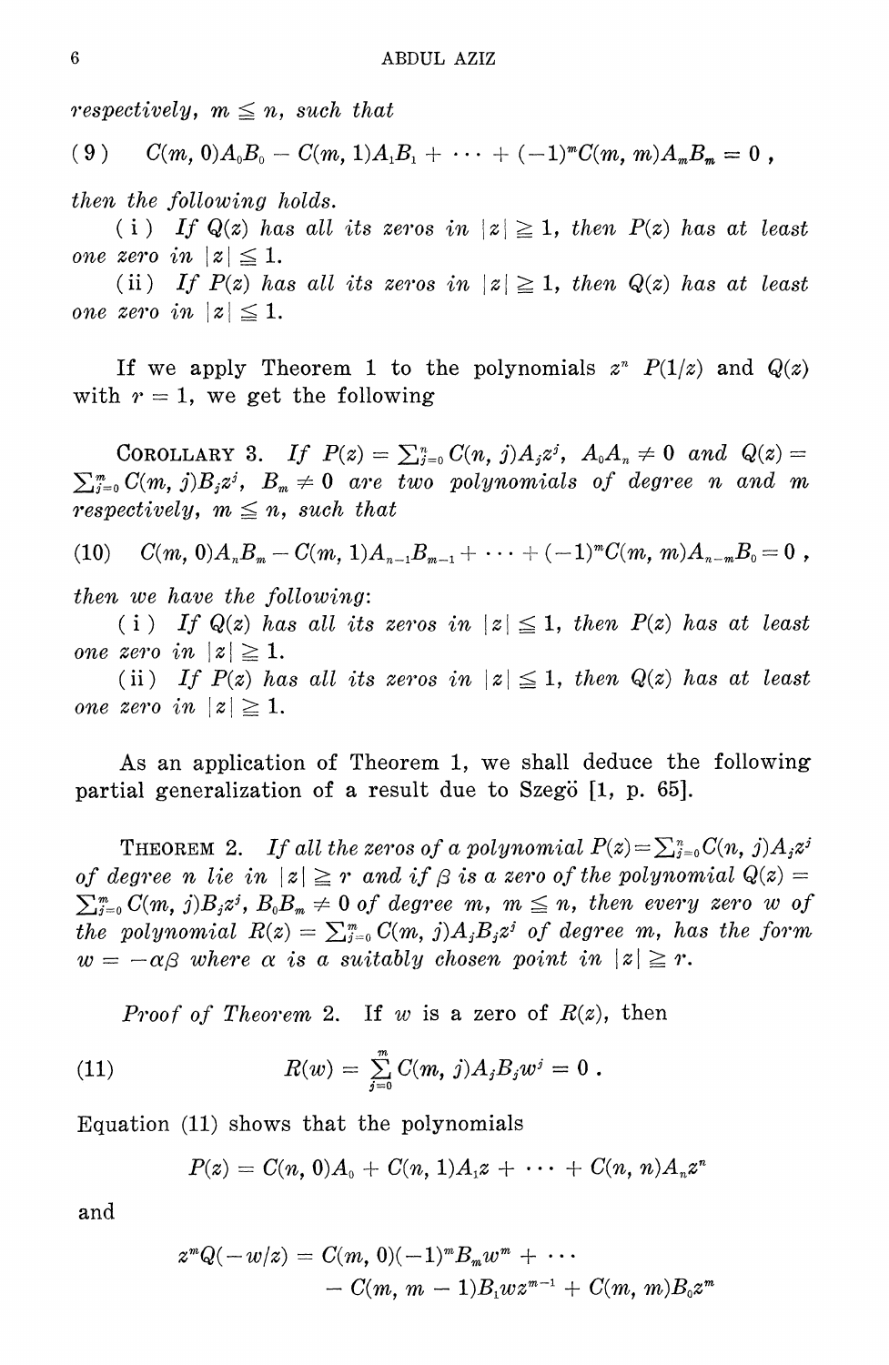*respectively, $m \leqq n$, such that*

$$C(m, 0)A_0B_0 - C(m, 1)A_1B_1 + \cdots + (-1)^m C(m, m)A_mB_m = 0\,, \tag{9}$$

*then the following holds.*

(i) *If $Q(z)$ has all its zeros in $|z| \geqq 1$, then $P(z)$ has at least one zero in $|z| \leqq 1$.*

(ii) *If $P(z)$ has all its zeros in $|z| \geqq 1$, then $Q(z)$ has at least one zero in $|z| \leqq 1$.*

If we apply Theorem 1 to the polynomials $z^n P(1/z)$ and $Q(z)$ with $r = 1$, we get the following

COROLLARY 3. *If $P(z) = \sum_{j=0}^{n} C(n, j)A_jz^j$, $A_0A_n \neq 0$ and $Q(z) = \sum_{j=0}^{m} C(m, j)B_jz^j$, $B_m \neq 0$ are two polynomials of degree $n$ and $m$ respectively, $m \leqq n$, such that*

$$C(m, 0)A_nB_m - C(m, 1)A_{n-1}B_{m-1} + \cdots + (-1)^m C(m, m)A_{n-m}B_0 = 0\,, \tag{10}$$

*then we have the following:*

(i) *If $Q(z)$ has all its zeros in $|z| \leqq 1$, then $P(z)$ has at least one zero in $|z| \geqq 1$.*

(ii) *If $P(z)$ has all its zeros in $|z| \leqq 1$, then $Q(z)$ has at least one zero in $|z| \geqq 1$.*

As an application of Theorem 1, we shall deduce the following partial generalization of a result due to Szegö [1, p. 65].

THEOREM 2. *If all the zeros of a polynomial $P(z) = \sum_{j=0}^{n} C(n, j)A_jz^j$ of degree $n$ lie in $|z| \geqq r$ and if $\beta$ is a zero of the polynomial $Q(z) = \sum_{j=0}^{m} C(m, j)B_jz^j$, $B_0B_m \neq 0$ of degree $m$, $m \leqq n$, then every zero $w$ of the polynomial $R(z) = \sum_{j=0}^{m} C(m, j)A_jB_jz^j$ of degree $m$, has the form $w = -\alpha\beta$ where $\alpha$ is a suitably chosen point in $|z| \geqq r$.*

*Proof of Theorem 2.* If $w$ is a zero of $R(z)$, then

$$R(w) = \sum_{j=0}^{m} C(m, j)A_jB_jw^j = 0\,. \tag{11}$$

Equation (11) shows that the polynomials

$$P(z) = C(n, 0)A_0 + C(n, 1)A_1z + \cdots + C(n, n)A_nz^n$$

and

$$z^mQ(-w/z) = C(m, 0)(-1)^m B_mw^m + \cdots \\ - C(m, m-1)B_1wz^{m-1} + C(m, m)B_0z^m$$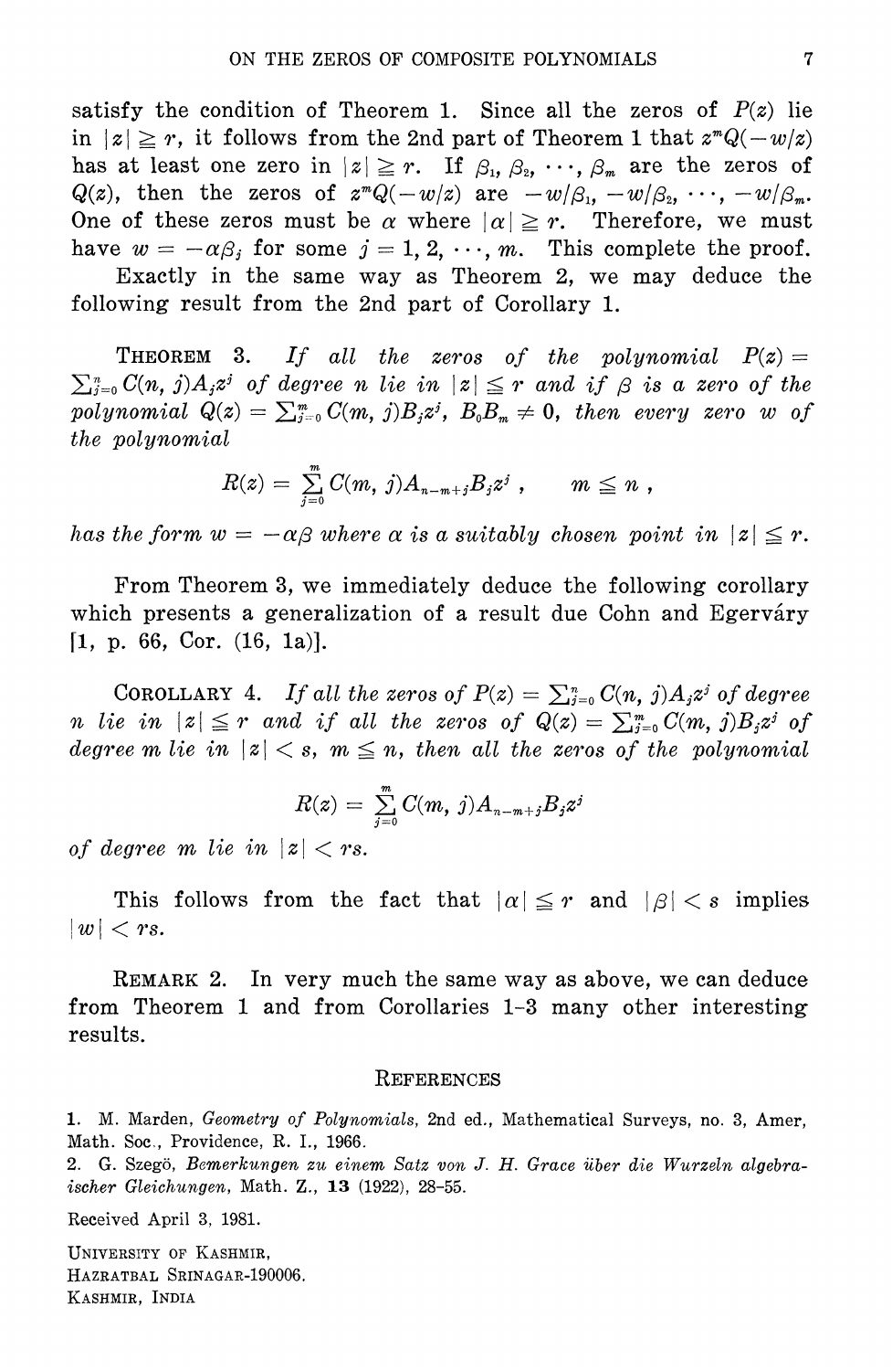satisfy the condition of Theorem 1. Since all the zeros of $P(z)$ lie in $|z| \geqq r$, it follows from the 2nd part of Theorem 1 that $z^m Q(-w/z)$ has at least one zero in $|z| \geqq r$. If $\beta_1, \beta_2, \cdots, \beta_m$ are the zeros of $Q(z)$, then the zeros of $z^m Q(-w/z)$ are $-w/\beta_1, -w/\beta_2, \cdots, -w/\beta_m$. One of these zeros must be $\alpha$ where $|\alpha| \geqq r$. Therefore, we must have $w = -\alpha\beta_j$ for some $j = 1, 2, \cdots, m$. This complete the proof.

Exactly in the same way as Theorem 2, we may deduce the following result from the 2nd part of Corollary 1.

THEOREM 3. *If all the zeros of the polynomial* $P(z) = \sum_{j=0}^{n} C(n, j)A_j z^j$ *of degree* $n$ *lie in* $|z| \leqq r$ *and if* $\beta$ *is a zero of the polynomial* $Q(z) = \sum_{j=0}^{m} C(m, j)B_j z^j$, $B_0 B_m \neq 0$, *then every zero* $w$ *of the polynomial*

$$R(z) = \sum_{j=0}^{m} C(m, j)A_{n-m+j}B_j z^j\,, \qquad m \leqq n\,,$$

*has the form* $w = -\alpha\beta$ *where* $\alpha$ *is a suitably chosen point in* $|z| \leqq r$.

From Theorem 3, we immediately deduce the following corollary which presents a generalization of a result due Cohn and Egerváry [1, p. 66, Cor. (16, 1a)].

COROLLARY 4. *If all the zeros of* $P(z) = \sum_{j=0}^{n} C(n, j)A_j z^j$ *of degree* $n$ *lie in* $|z| \leqq r$ *and if all the zeros of* $Q(z) = \sum_{j=0}^{m} C(m, j)B_j z^j$ *of degree* $m$ *lie in* $|z| < s$, $m \leqq n$, *then all the zeros of the polynomial*

$$R(z) = \sum_{j=0}^{m} C(m, j)A_{n-m+j}B_j z^j$$

*of degree* $m$ *lie in* $|z| < rs$.

This follows from the fact that $|\alpha| \leqq r$ and $|\beta| < s$ implies $|w| < rs$.

REMARK 2. In very much the same way as above, we can deduce from Theorem 1 and from Corollaries 1-3 many other interesting results.

## REFERENCES

1. M. Marden, *Geometry of Polynomials*, 2nd ed., Mathematical Surveys, no. 3, Amer, Math. Soc., Providence, R. I., 1966.
2. G. Szegö, *Bemerkungen zu einem Satz von J. H. Grace über die Wurzeln algebraischer Gleichungen*, Math. Z., **13** (1922), 28-55.

Received April 3, 1981.

UNIVERSITY OF KASHMIR,
HAZRATBAL SRINAGAR-190006.
KASHMIR, INDIA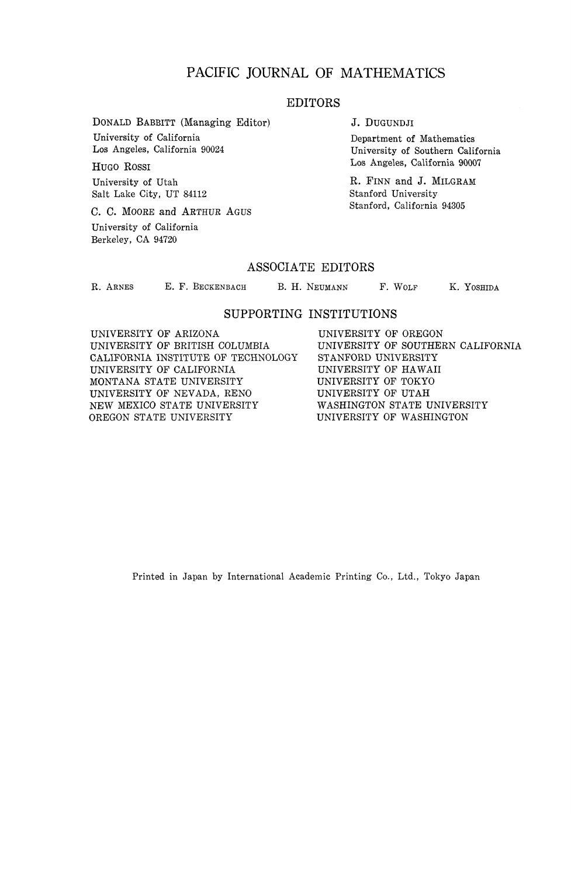# PACIFIC JOURNAL OF MATHEMATICS

## EDITORS

DONALD BABBITT (Managing Editor)
University of California
Los Angeles, California 90024

HUGO ROSSI
University of Utah
Salt Lake City, UT 84112

C. C. MOORE and ARTHUR AGUS
University of California
Berkeley, CA 94720

J. DUGUNDJI
Department of Mathematics
University of Southern California
Los Angeles, California 90007

R. FINN and J. MILGRAM
Stanford University
Stanford, California 94305

## ASSOCIATE EDITORS

R. ARNES E. F. BECKENBACH B. H. NEUMANN F. WOLF K. YOSHIDA

## SUPPORTING INSTITUTIONS

UNIVERSITY OF ARIZONA
UNIVERSITY OF BRITISH COLUMBIA
CALIFORNIA INSTITUTE OF TECHNOLOGY
UNIVERSITY OF CALIFORNIA
MONTANA STATE UNIVERSITY
UNIVERSITY OF NEVADA, RENO
NEW MEXICO STATE UNIVERSITY
OREGON STATE UNIVERSITY
UNIVERSITY OF OREGON
UNIVERSITY OF SOUTHERN CALIFORNIA
STANFORD UNIVERSITY
UNIVERSITY OF HAWAII
UNIVERSITY OF TOKYO
UNIVERSITY OF UTAH
WASHINGTON STATE UNIVERSITY
UNIVERSITY OF WASHINGTON

Printed in Japan by International Academic Printing Co., Ltd., Tokyo Japan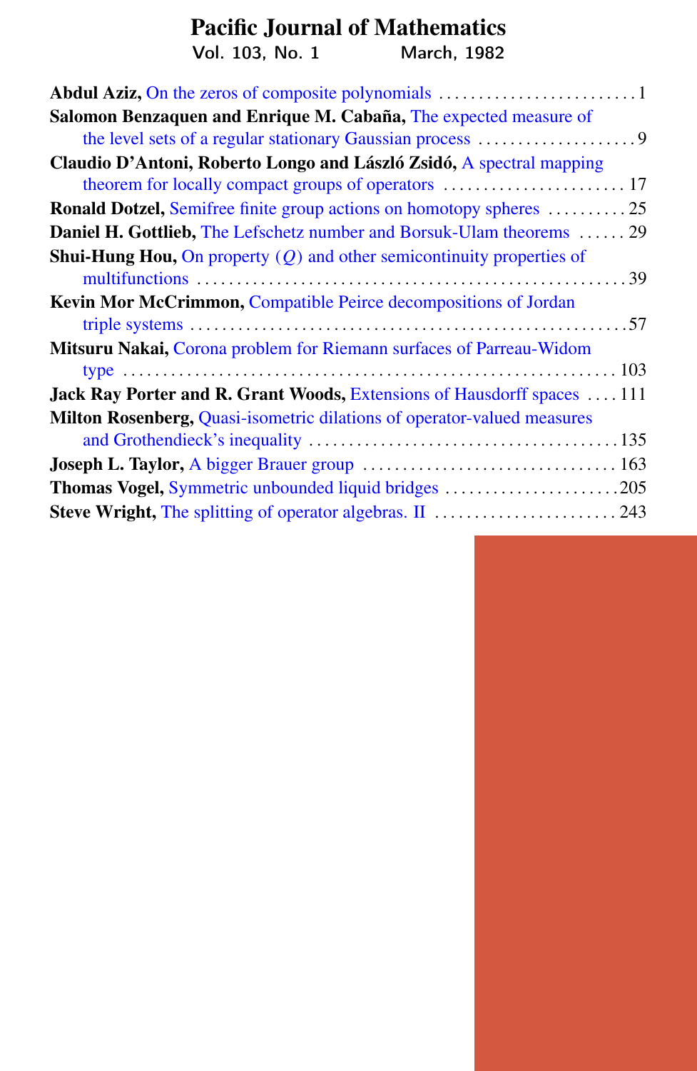# Pacific Journal of Mathematics

Vol. 103, No. 1 March, 1982

**Abdul Aziz,** On the zeros of composite polynomials . . . . . . . . . . . . . . . . . . . . . . . . . 1

**Salomon Benzaquen and Enrique M. Cabaña,** The expected measure of the level sets of a regular stationary Gaussian process . . . . . . . . . . . . . . . . . . . . 9

**Claudio D'Antoni, Roberto Longo and Lászlό Zsidó,** A spectral mapping theorem for locally compact groups of operators . . . . . . . . . . . . . . . . . . . . . . . 17

**Ronald Dotzel,** Semifree finite group actions on homotopy spheres . . . . . . . . . . 25

**Daniel H. Gottlieb,** The Lefschetz number and Borsuk-Ulam theorems . . . . . . 29

**Shui-Hung Hou,** On property ($Q$) and other semicontinuity properties of multifunctions . . . . . . . . . . . . . . . . . . . . . . . . . . . . . . . . . . . . . . . . . . . . . . . . . . 39

**Kevin Mor McCrimmon,** Compatible Peirce decompositions of Jordan triple systems . . . . . . . . . . . . . . . . . . . . . . . . . . . . . . . . . . . . . . . . . . . . . . . . . . 57

**Mitsuru Nakai,** Corona problem for Riemann surfaces of Parreau-Widom type . . . . . . . . . . . . . . . . . . . . . . . . . . . . . . . . . . . . . . . . . . . . . . . . . . . . . . 103

**Jack Ray Porter and R. Grant Woods,** Extensions of Hausdorff spaces . . . . 111

**Milton Rosenberg,** Quasi-isometric dilations of operator-valued measures and Grothendieck's inequality . . . . . . . . . . . . . . . . . . . . . . . . . . . . . . . . . . . . . . 135

**Joseph L. Taylor,** A bigger Brauer group . . . . . . . . . . . . . . . . . . . . . . . . . . . . . . . 163

**Thomas Vogel,** Symmetric unbounded liquid bridges . . . . . . . . . . . . . . . . . . . . . . 205

**Steve Wright,** The splitting of operator algebras. II . . . . . . . . . . . . . . . . . . . . . . . 243